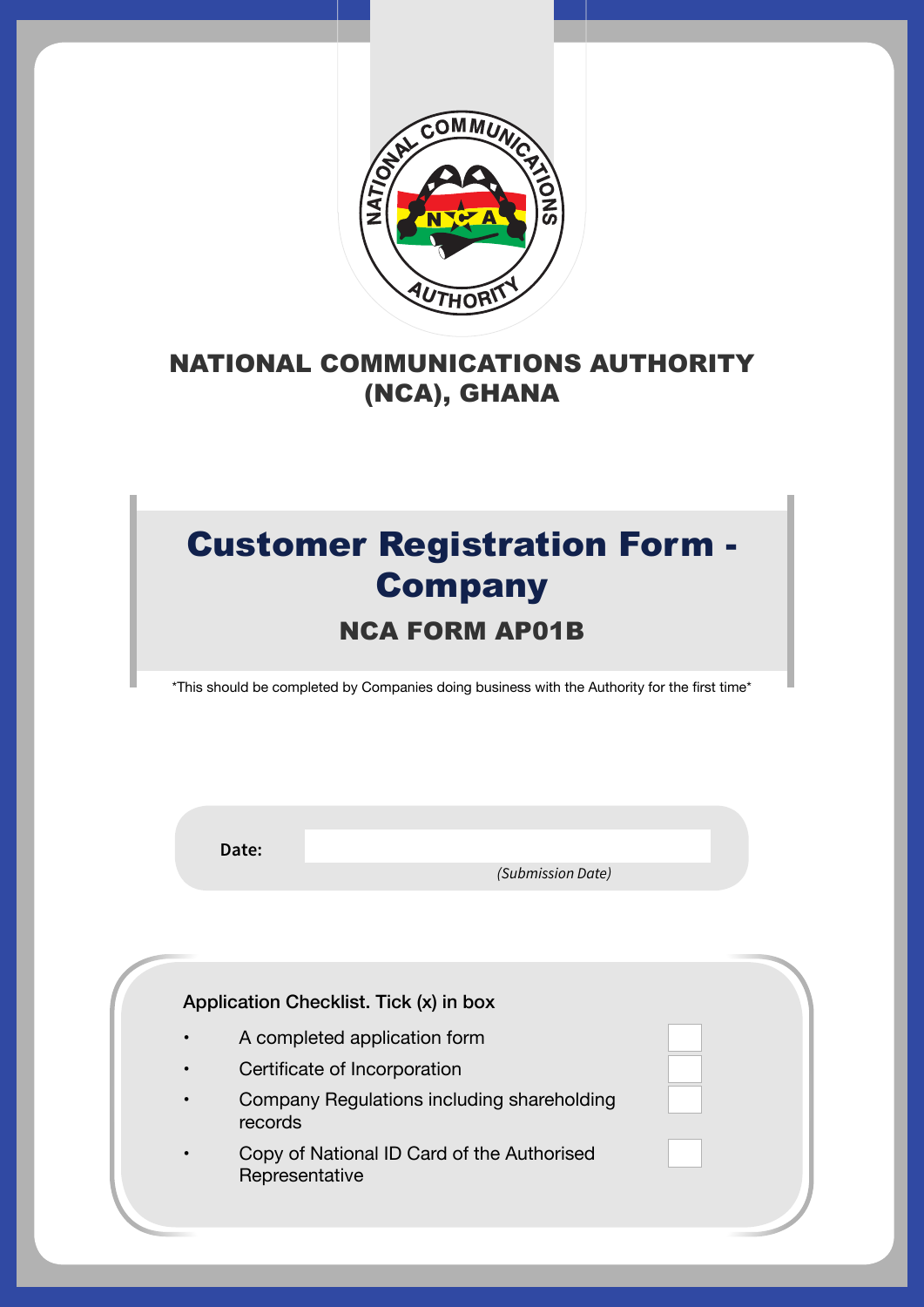# NATIONAL COMMUNICATIONS AUTHORITY (NCA), GHANA

## Customer Registration Form - Company

### NCA FORM AP01B

*This should be completed by Companies doing business with the Authority for the first time*

**Date:** ____________________

*(Submission Date)*

Application Checklist. Tick (x) in box

- A completed application form ☐
- Certificate of Incorporation ☐
- Company Regulations including shareholding records ☐
- Copy of National ID Card of the Authorised Representative ☐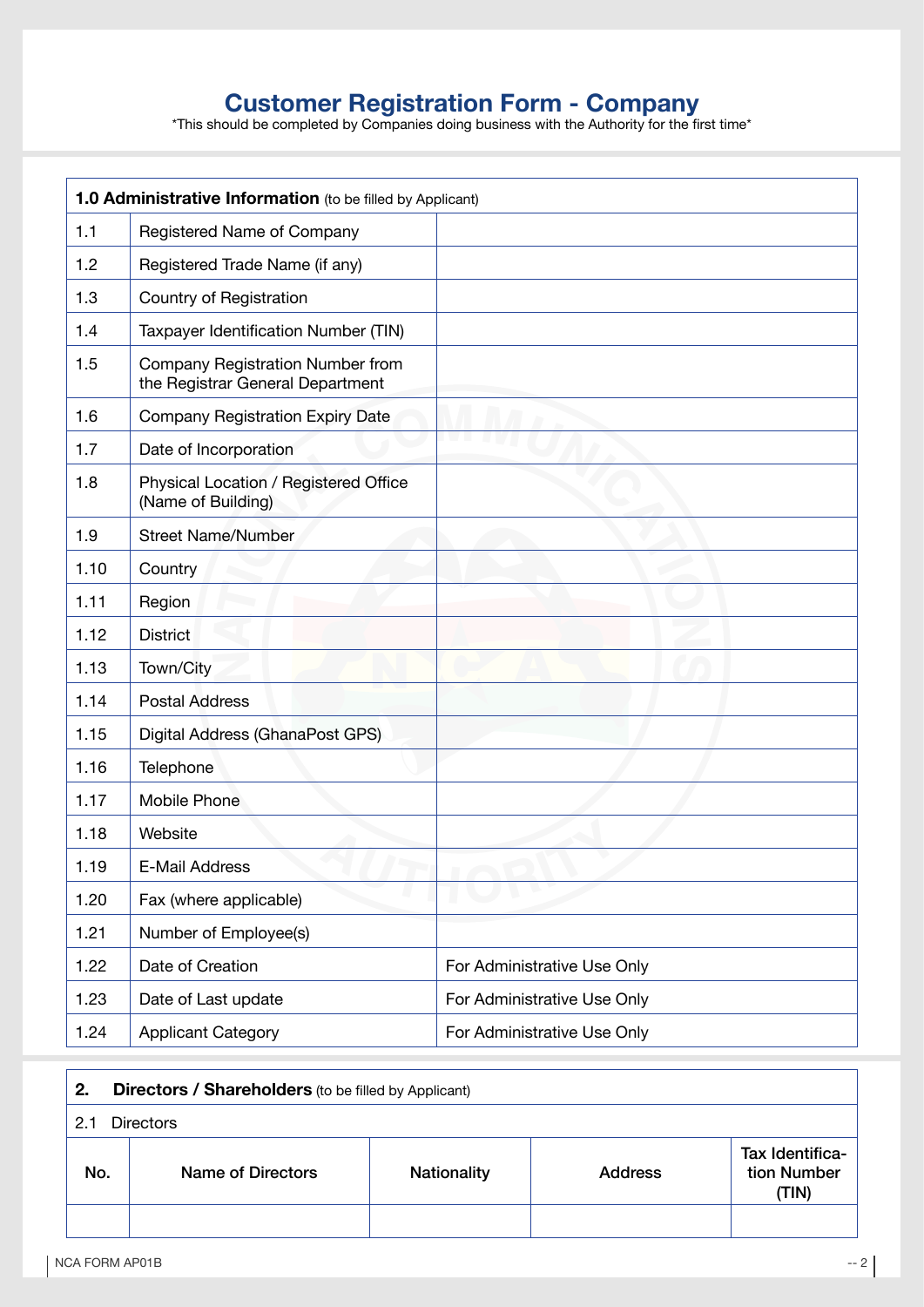# Customer Registration Form - Company

*This should be completed by Companies doing business with the Authority for the first time*

| **1.0 Administrative Information** (to be filled by Applicant) | | |
|---|---|---|
| 1.1 | Registered Name of Company | |
| 1.2 | Registered Trade Name (if any) | |
| 1.3 | Country of Registration | |
| 1.4 | Taxpayer Identification Number (TIN) | |
| 1.5 | Company Registration Number from the Registrar General Department | |
| 1.6 | Company Registration Expiry Date | |
| 1.7 | Date of Incorporation | |
| 1.8 | Physical Location / Registered Office (Name of Building) | |
| 1.9 | Street Name/Number | |
| 1.10 | Country | |
| 1.11 | Region | |
| 1.12 | District | |
| 1.13 | Town/City | |
| 1.14 | Postal Address | |
| 1.15 | Digital Address (GhanaPost GPS) | |
| 1.16 | Telephone | |
| 1.17 | Mobile Phone | |
| 1.18 | Website | |
| 1.19 | E-Mail Address | |
| 1.20 | Fax (where applicable) | |
| 1.21 | Number of Employee(s) | |
| 1.22 | Date of Creation | For Administrative Use Only |
| 1.23 | Date of Last update | For Administrative Use Only |
| 1.24 | Applicant Category | For Administrative Use Only |

## 2. Directors / Shareholders (to be filled by Applicant)

2.1 Directors

| No. | Name of Directors | Nationality | Address | Tax Identification Number (TIN) |
|---|---|---|---|---|
| | | | | |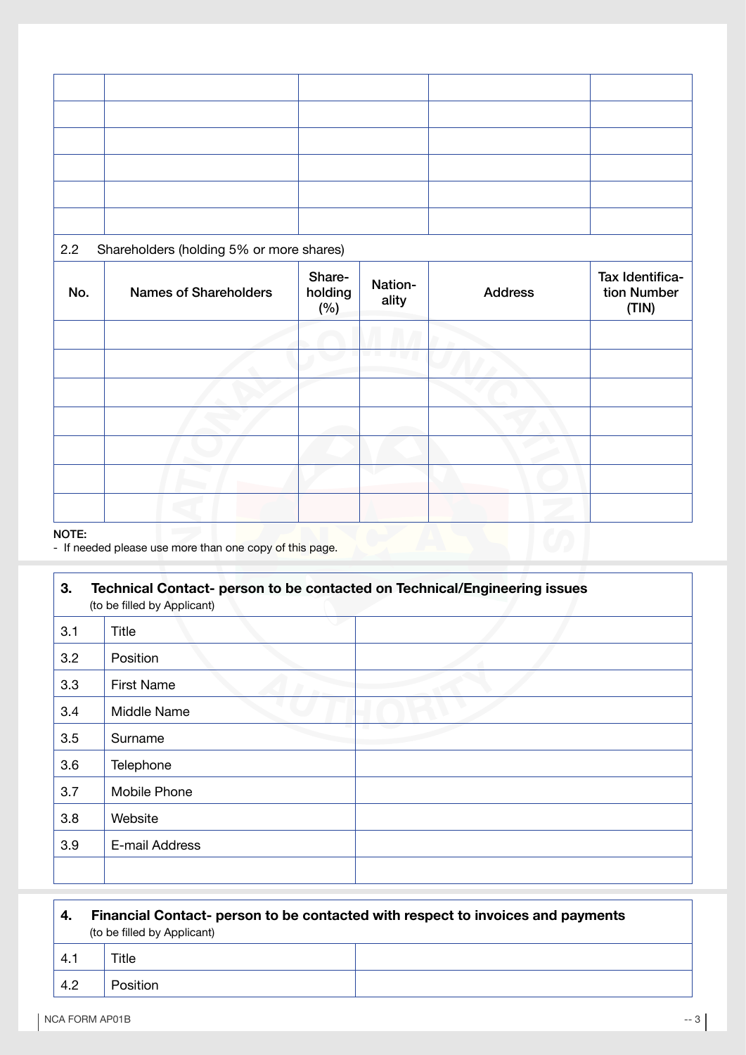| | | | | | |
|---|---|---|---|---|---|
| | | | | | |
| | | | | | |
| | | | | | |
| | | | | | |
| | | | | | |
| | | | | | |

2.2 Shareholders (holding 5% or more shares)

| No. | Names of Shareholders | Share-holding (%) | Nation-ality | Address | Tax Identification Number (TIN) |
|---|---|---|---|---|---|
| | | | | | |
| | | | | | |
| | | | | | |
| | | | | | |
| | | | | | |
| | | | | | |
| | | | | | |

**NOTE:**
- If needed please use more than one copy of this page.

### 3. Technical Contact- person to be contacted on Technical/Engineering issues
(to be filled by Applicant)

| | | |
|---|---|---|
| 3.1 | Title | |
| 3.2 | Position | |
| 3.3 | First Name | |
| 3.4 | Middle Name | |
| 3.5 | Surname | |
| 3.6 | Telephone | |
| 3.7 | Mobile Phone | |
| 3.8 | Website | |
| 3.9 | E-mail Address | |
| | | |

### 4. Financial Contact- person to be contacted with respect to invoices and payments
(to be filled by Applicant)

| | | |
|---|---|---|
| 4.1 | Title | |
| 4.2 | Position | |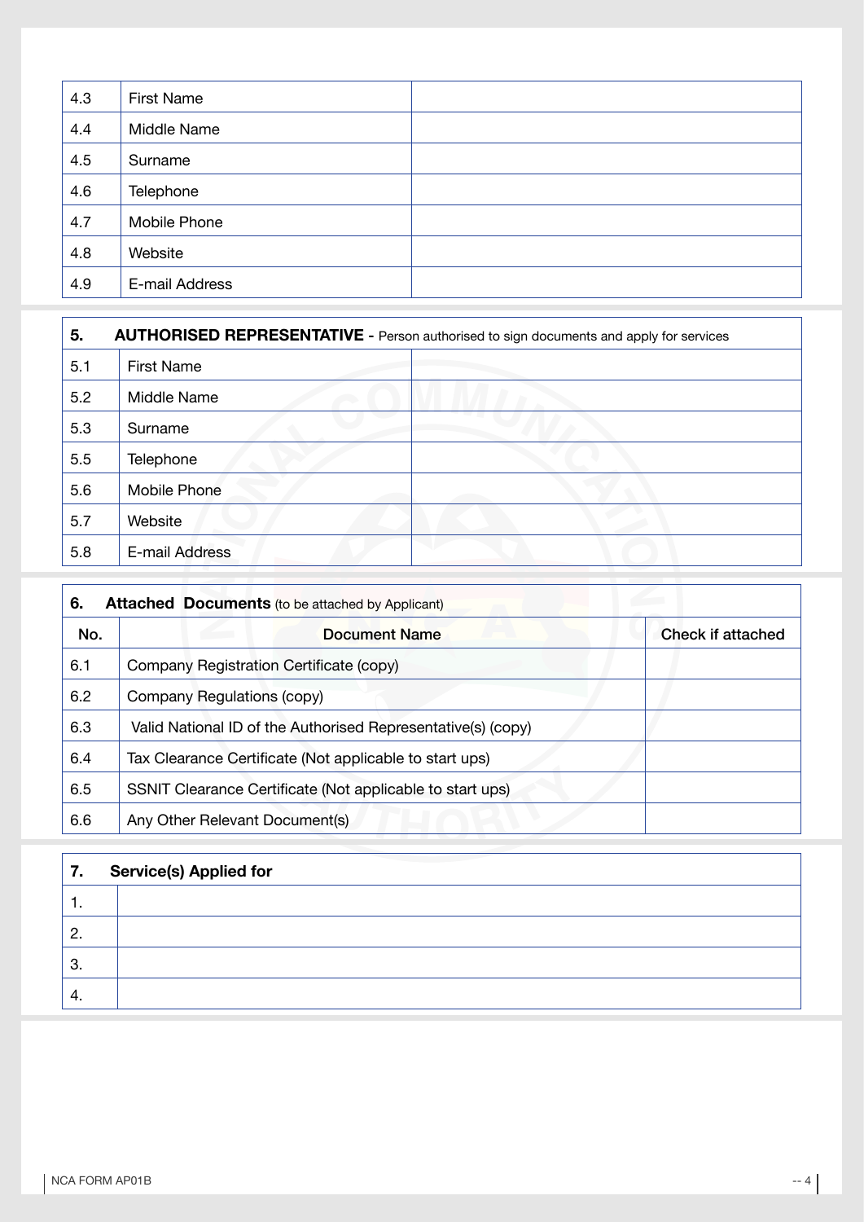| | | |
|---|---|---|
| 4.3 | First Name | |
| 4.4 | Middle Name | |
| 4.5 | Surname | |
| 4.6 | Telephone | |
| 4.7 | Mobile Phone | |
| 4.8 | Website | |
| 4.9 | E-mail Address | |

| 5. | **AUTHORISED REPRESENTATIVE** - Person authorised to sign documents and apply for services | |
|---|---|---|
| 5.1 | First Name | |
| 5.2 | Middle Name | |
| 5.3 | Surname | |
| 5.5 | Telephone | |
| 5.6 | Mobile Phone | |
| 5.7 | Website | |
| 5.8 | E-mail Address | |

**6. Attached Documents** (to be attached by Applicant)

| No. | Document Name | Check if attached |
|---|---|---|
| 6.1 | Company Registration Certificate (copy) | |
| 6.2 | Company Regulations (copy) | |
| 6.3 | Valid National ID of the Authorised Representative(s) (copy) | |
| 6.4 | Tax Clearance Certificate (Not applicable to start ups) | |
| 6.5 | SSNIT Clearance Certificate (Not applicable to start ups) | |
| 6.6 | Any Other Relevant Document(s) | |

| 7. | **Service(s) Applied for** |
|---|---|
| 1. | |
| 2. | |
| 3. | |
| 4. | |

NCA FORM AP01B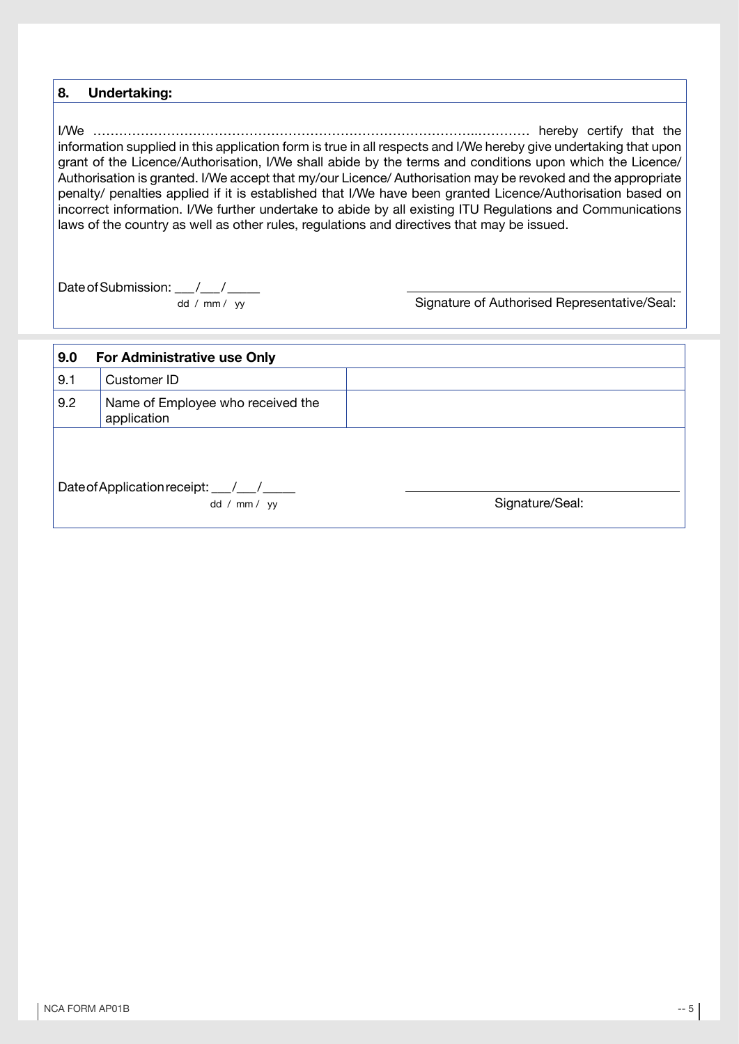## 8. Undertaking:

I/We ……………………………………………………………………………………..………… hereby certify that the information supplied in this application form is true in all respects and I/We hereby give undertaking that upon grant of the Licence/Authorisation, I/We shall abide by the terms and conditions upon which the Licence/ Authorisation is granted. I/We accept that my/our Licence/ Authorisation may be revoked and the appropriate penalty/ penalties applied if it is established that I/We have been granted Licence/Authorisation based on incorrect information. I/We further undertake to abide by all existing ITU Regulations and Communications laws of the country as well as other rules, regulations and directives that may be issued.

Date of Submission: ___/___/_____
dd / mm / yy

Signature of Authorised Representative/Seal:

## 9.0 For Administrative use Only

| | | |
|---|---|---|
| 9.1 | Customer ID | |
| 9.2 | Name of Employee who received the application | |

Date of Application receipt: ___/___/_____
dd / mm / yy

Signature/Seal: